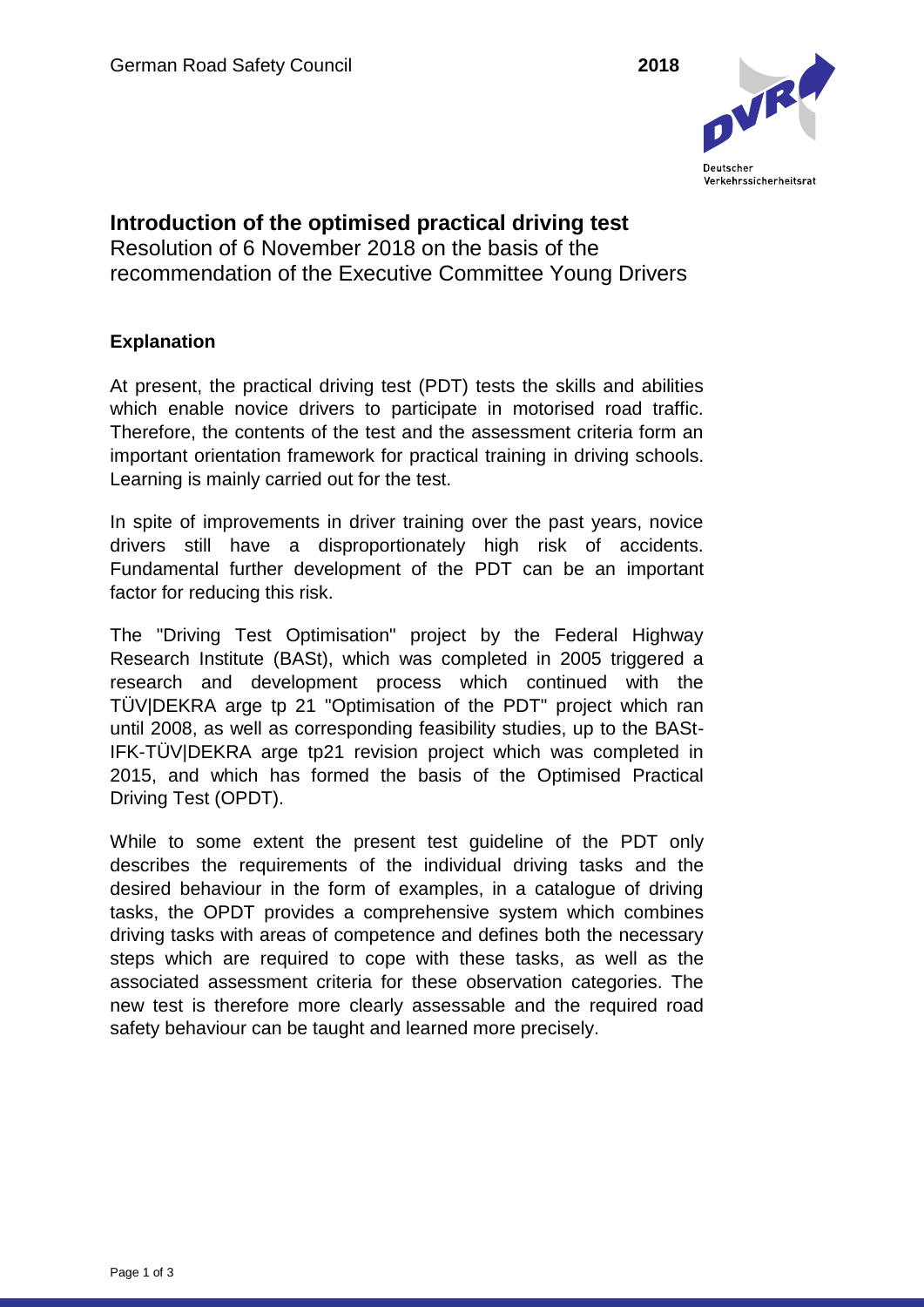German Road Safety Council 2018

# Introduction of the optimised practical driving test

Resolution of 6 November 2018 on the basis of the recommendation of the Executive Committee Young Drivers

### Explanation

At present, the practical driving test (PDT) tests the skills and abilities which enable novice drivers to participate in motorised road traffic. Therefore, the contents of the test and the assessment criteria form an important orientation framework for practical training in driving schools. Learning is mainly carried out for the test.

In spite of improvements in driver training over the past years, novice drivers still have a disproportionately high risk of accidents. Fundamental further development of the PDT can be an important factor for reducing this risk.

The "Driving Test Optimisation" project by the Federal Highway Research Institute (BASt), which was completed in 2005 triggered a research and development process which continued with the TÜV|DEKRA arge tp 21 "Optimisation of the PDT" project which ran until 2008, as well as corresponding feasibility studies, up to the BASt-IFK-TÜV|DEKRA arge tp21 revision project which was completed in 2015, and which has formed the basis of the Optimised Practical Driving Test (OPDT).

While to some extent the present test guideline of the PDT only describes the requirements of the individual driving tasks and the desired behaviour in the form of examples, in a catalogue of driving tasks, the OPDT provides a comprehensive system which combines driving tasks with areas of competence and defines both the necessary steps which are required to cope with these tasks, as well as the associated assessment criteria for these observation categories. The new test is therefore more clearly assessable and the required road safety behaviour can be taught and learned more precisely.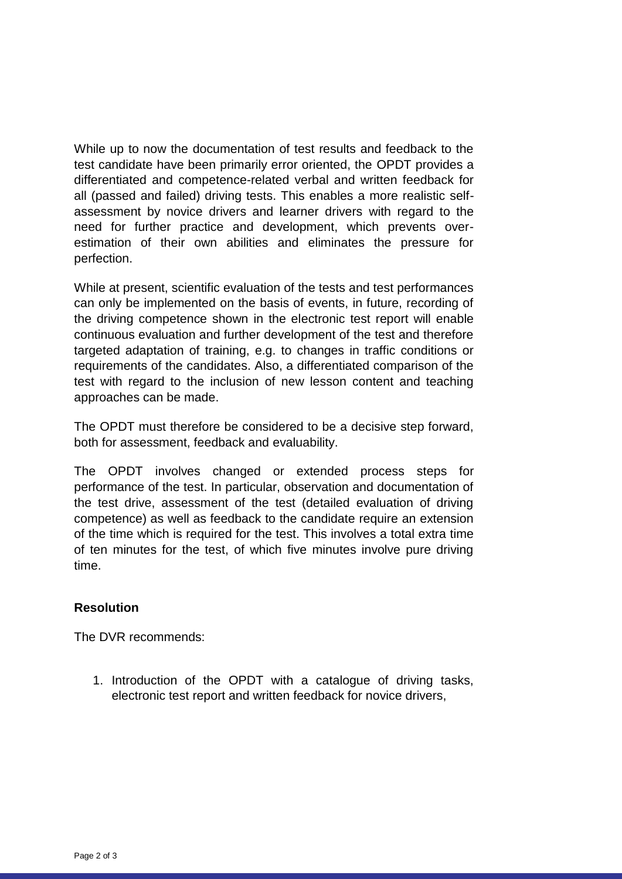While up to now the documentation of test results and feedback to the test candidate have been primarily error oriented, the OPDT provides a differentiated and competence-related verbal and written feedback for all (passed and failed) driving tests. This enables a more realistic self-assessment by novice drivers and learner drivers with regard to the need for further practice and development, which prevents over-estimation of their own abilities and eliminates the pressure for perfection.

While at present, scientific evaluation of the tests and test performances can only be implemented on the basis of events, in future, recording of the driving competence shown in the electronic test report will enable continuous evaluation and further development of the test and therefore targeted adaptation of training, e.g. to changes in traffic conditions or requirements of the candidates. Also, a differentiated comparison of the test with regard to the inclusion of new lesson content and teaching approaches can be made.

The OPDT must therefore be considered to be a decisive step forward, both for assessment, feedback and evaluability.

The OPDT involves changed or extended process steps for performance of the test. In particular, observation and documentation of the test drive, assessment of the test (detailed evaluation of driving competence) as well as feedback to the candidate require an extension of the time which is required for the test. This involves a total extra time of ten minutes for the test, of which five minutes involve pure driving time.

**Resolution**

The DVR recommends:

1. Introduction of the OPDT with a catalogue of driving tasks, electronic test report and written feedback for novice drivers,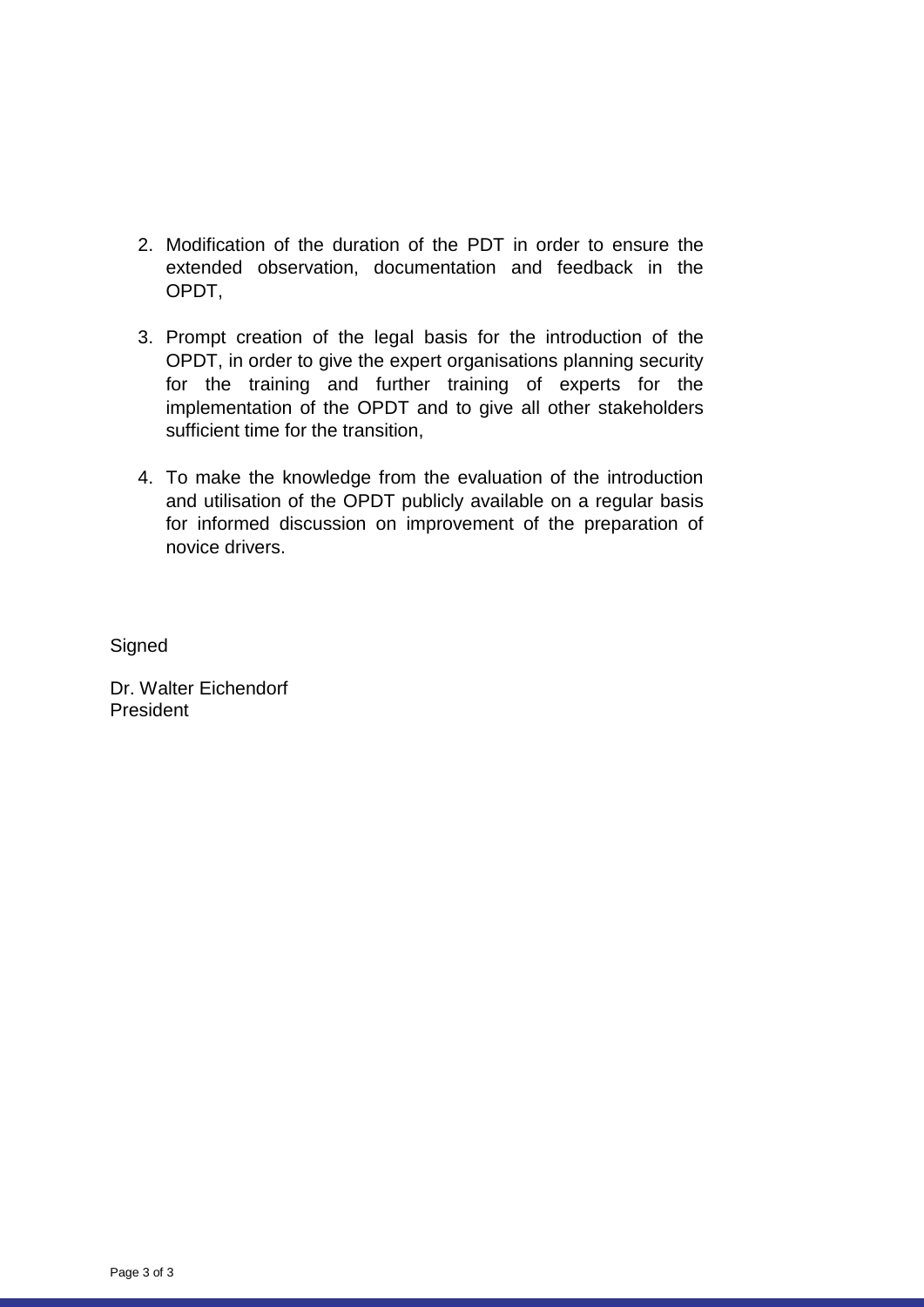2. Modification of the duration of the PDT in order to ensure the extended observation, documentation and feedback in the OPDT,

3. Prompt creation of the legal basis for the introduction of the OPDT, in order to give the expert organisations planning security for the training and further training of experts for the implementation of the OPDT and to give all other stakeholders sufficient time for the transition,

4. To make the knowledge from the evaluation of the introduction and utilisation of the OPDT publicly available on a regular basis for informed discussion on improvement of the preparation of novice drivers.

Signed

Dr. Walter Eichendorf
President